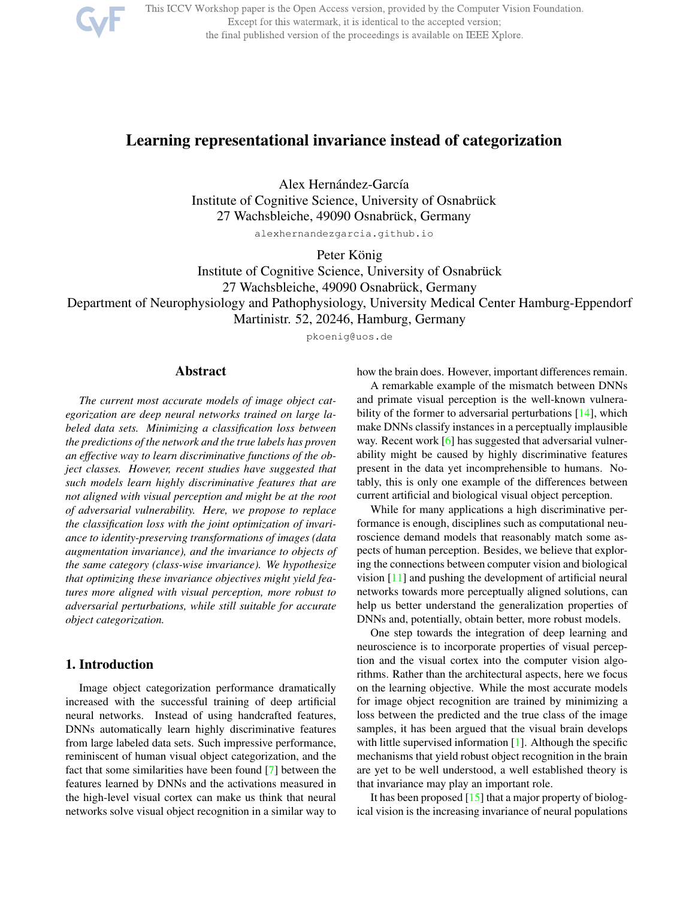# Learning representational invariance instead of categorization

Alex Hernández-García
Institute of Cognitive Science, University of Osnabrück
27 Wachsbleiche, 49090 Osnabrück, Germany
alexhernandezgarcia.github.io

Peter König
Institute of Cognitive Science, University of Osnabrück
27 Wachsbleiche, 49090 Osnabrück, Germany
Department of Neurophysiology and Pathophysiology, University Medical Center Hamburg-Eppendorf
Martinistr. 52, 20246, Hamburg, Germany
pkoenig@uos.de

## Abstract

*The current most accurate models of image object categorization are deep neural networks trained on large labeled data sets. Minimizing a classification loss between the predictions of the network and the true labels has proven an effective way to learn discriminative functions of the object classes. However, recent studies have suggested that such models learn highly discriminative features that are not aligned with visual perception and might be at the root of adversarial vulnerability. Here, we propose to replace the classification loss with the joint optimization of invariance to identity-preserving transformations of images (data augmentation invariance), and the invariance to objects of the same category (class-wise invariance). We hypothesize that optimizing these invariance objectives might yield features more aligned with visual perception, more robust to adversarial perturbations, while still suitable for accurate object categorization.*

## 1. Introduction

Image object categorization performance dramatically increased with the successful training of deep artificial neural networks. Instead of using handcrafted features, DNNs automatically learn highly discriminative features from large labeled data sets. Such impressive performance, reminiscent of human visual object categorization, and the fact that some similarities have been found [7] between the features learned by DNNs and the activations measured in the high-level visual cortex can make us think that neural networks solve visual object recognition in a similar way to how the brain does. However, important differences remain.

A remarkable example of the mismatch between DNNs and primate visual perception is the well-known vulnerability of the former to adversarial perturbations [14], which make DNNs classify instances in a perceptually implausible way. Recent work [6] has suggested that adversarial vulnerability might be caused by highly discriminative features present in the data yet incomprehensible to humans. Notably, this is only one example of the differences between current artificial and biological visual object perception.

While for many applications a high discriminative performance is enough, disciplines such as computational neuroscience demand models that reasonably match some aspects of human perception. Besides, we believe that exploring the connections between computer vision and biological vision [11] and pushing the development of artificial neural networks towards more perceptually aligned solutions, can help us better understand the generalization properties of DNNs and, potentially, obtain better, more robust models.

One step towards the integration of deep learning and neuroscience is to incorporate properties of visual perception and the visual cortex into the computer vision algorithms. Rather than the architectural aspects, here we focus on the learning objective. While the most accurate models for image object recognition are trained by minimizing a loss between the predicted and the true class of the image samples, it has been argued that the visual brain develops with little supervised information [1]. Although the specific mechanisms that yield robust object recognition in the brain are yet to be well understood, a well established theory is that invariance may play an important role.

It has been proposed [15] that a major property of biological vision is the increasing invariance of neural populations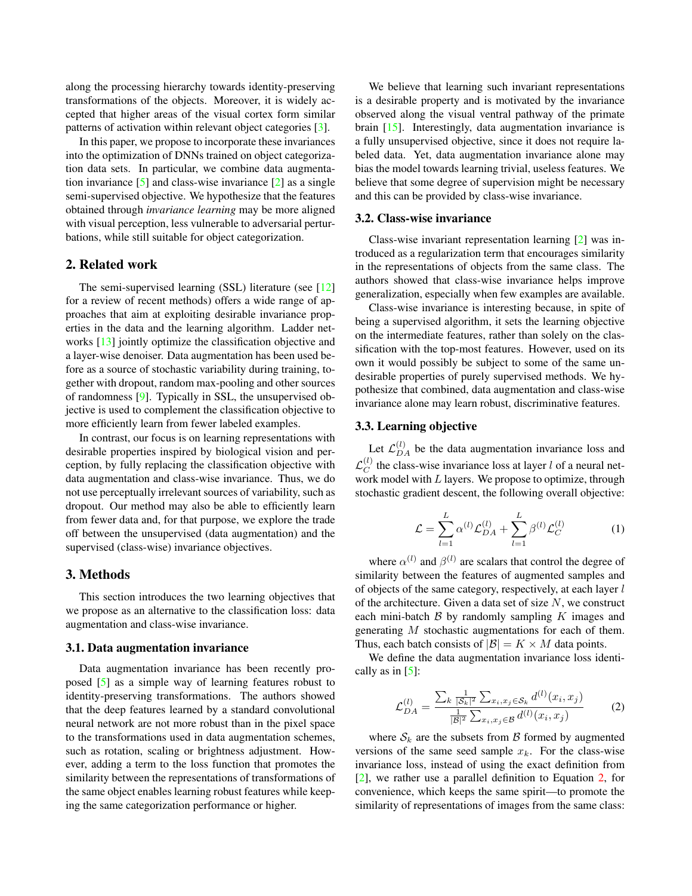along the processing hierarchy towards identity-preserving transformations of the objects. Moreover, it is widely accepted that higher areas of the visual cortex form similar patterns of activation within relevant object categories [3].

In this paper, we propose to incorporate these invariances into the optimization of DNNs trained on object categorization data sets. In particular, we combine data augmentation invariance [5] and class-wise invariance [2] as a single semi-supervised objective. We hypothesize that the features obtained through *invariance learning* may be more aligned with visual perception, less vulnerable to adversarial perturbations, while still suitable for object categorization.

## 2. Related work

The semi-supervised learning (SSL) literature (see [12] for a review of recent methods) offers a wide range of approaches that aim at exploiting desirable invariance properties in the data and the learning algorithm. Ladder networks [13] jointly optimize the classification objective and a layer-wise denoiser. Data augmentation has been used before as a source of stochastic variability during training, together with dropout, random max-pooling and other sources of randomness [9]. Typically in SSL, the unsupervised objective is used to complement the classification objective to more efficiently learn from fewer labeled examples.

In contrast, our focus is on learning representations with desirable properties inspired by biological vision and perception, by fully replacing the classification objective with data augmentation and class-wise invariance. Thus, we do not use perceptually irrelevant sources of variability, such as dropout. Our method may also be able to efficiently learn from fewer data and, for that purpose, we explore the trade off between the unsupervised (data augmentation) and the supervised (class-wise) invariance objectives.

## 3. Methods

This section introduces the two learning objectives that we propose as an alternative to the classification loss: data augmentation and class-wise invariance.

### 3.1. Data augmentation invariance

Data augmentation invariance has been recently proposed [5] as a simple way of learning features robust to identity-preserving transformations. The authors showed that the deep features learned by a standard convolutional neural network are not more robust than in the pixel space to the transformations used in data augmentation schemes, such as rotation, scaling or brightness adjustment. However, adding a term to the loss function that promotes the similarity between the representations of transformations of the same object enables learning robust features while keeping the same categorization performance or higher.

We believe that learning such invariant representations is a desirable property and is motivated by the invariance observed along the visual ventral pathway of the primate brain [15]. Interestingly, data augmentation invariance is a fully unsupervised objective, since it does not require labeled data. Yet, data augmentation invariance alone may bias the model towards learning trivial, useless features. We believe that some degree of supervision might be necessary and this can be provided by class-wise invariance.

### 3.2. Class-wise invariance

Class-wise invariant representation learning [2] was introduced as a regularization term that encourages similarity in the representations of objects from the same class. The authors showed that class-wise invariance helps improve generalization, especially when few examples are available.

Class-wise invariance is interesting because, in spite of being a supervised algorithm, it sets the learning objective on the intermediate features, rather than solely on the classification with the top-most features. However, used on its own it would possibly be subject to some of the same undesirable properties of purely supervised methods. We hypothesize that combined, data augmentation and class-wise invariance alone may learn robust, discriminative features.

### 3.3. Learning objective

Let $\mathcal{L}_{DA}^{(l)}$ be the data augmentation invariance loss and $\mathcal{L}_{C}^{(l)}$ the class-wise invariance loss at layer $l$ of a neural network model with $L$ layers. We propose to optimize, through stochastic gradient descent, the following overall objective:

$$\mathcal{L} = \sum_{l=1}^{L} \alpha^{(l)} \mathcal{L}_{DA}^{(l)} + \sum_{l=1}^{L} \beta^{(l)} \mathcal{L}_{C}^{(l)} \tag{1}$$

where $\alpha^{(l)}$ and $\beta^{(l)}$ are scalars that control the degree of similarity between the features of augmented samples and of objects of the same category, respectively, at each layer $l$ of the architecture. Given a data set of size $N$, we construct each mini-batch $\mathcal{B}$ by randomly sampling $K$ images and generating $M$ stochastic augmentations for each of them. Thus, each batch consists of $|\mathcal{B}| = K \times M$ data points.

We define the data augmentation invariance loss identically as in [5]:

$$\mathcal{L}_{DA}^{(l)} = \frac{\sum_k \frac{1}{|\mathcal{S}_k|^2} \sum_{x_i, x_j \in \mathcal{S}_k} d^{(l)}(x_i, x_j)}{\frac{1}{|\mathcal{B}|^2} \sum_{x_i, x_j \in \mathcal{B}} d^{(l)}(x_i, x_j)} \tag{2}$$

where $\mathcal{S}_k$ are the subsets from $\mathcal{B}$ formed by augmented versions of the same seed sample $x_k$. For the class-wise invariance loss, instead of using the exact definition from [2], we rather use a parallel definition to Equation 2, for convenience, which keeps the same spirit—to promote the similarity of representations of images from the same class: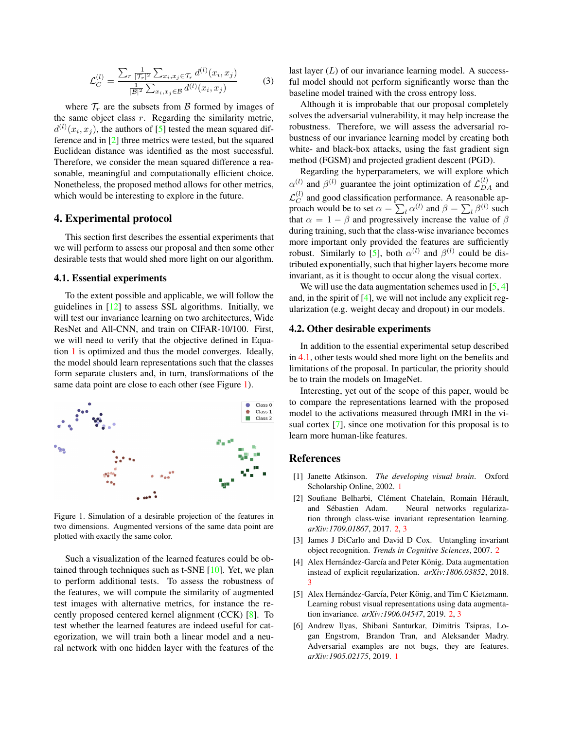$$\mathcal{L}_C^{(l)} = \frac{\sum_r \frac{1}{|\mathcal{T}_r|^2} \sum_{x_i, x_j \in \mathcal{T}_r} d^{(l)}(x_i, x_j)}{\frac{1}{|\mathcal{B}|^2} \sum_{x_i, x_j \in \mathcal{B}} d^{(l)}(x_i, x_j)} \tag{3}$$

where $\mathcal{T}_r$ are the subsets from $\mathcal{B}$ formed by images of the same object class $r$. Regarding the similarity metric, $d^{(l)}(x_i, x_j)$, the authors of [5] tested the mean squared difference and in [2] three metrics were tested, but the squared Euclidean distance was identified as the most successful. Therefore, we consider the mean squared difference a reasonable, meaningful and computationally efficient choice. Nonetheless, the proposed method allows for other metrics, which would be interesting to explore in the future.

## 4. Experimental protocol

This section first describes the essential experiments that we will perform to assess our proposal and then some other desirable tests that would shed more light on our algorithm.

### 4.1. Essential experiments

To the extent possible and applicable, we will follow the guidelines in [12] to assess SSL algorithms. Initially, we will test our invariance learning on two architectures, Wide ResNet and All-CNN, and train on CIFAR-10/100. First, we will need to verify that the objective defined in Equation 1 is optimized and thus the model converges. Ideally, the model should learn representations such that the classes form separate clusters and, in turn, transformations of the same data point are close to each other (see Figure 1).

Figure 1. Simulation of a desirable projection of the features in two dimensions. Augmented versions of the same data point are plotted with exactly the same color.

Such a visualization of the learned features could be obtained through techniques such as t-SNE [10]. Yet, we plan to perform additional tests. To assess the robustness of the features, we will compute the similarity of augmented test images with alternative metrics, for instance the recently proposed centered kernel alignment (CCK) [8]. To test whether the learned features are indeed useful for categorization, we will train both a linear model and a neural network with one hidden layer with the features of the last layer ($L$) of our invariance learning model. A successful model should not perform significantly worse than the baseline model trained with the cross entropy loss.

Although it is improbable that our proposal completely solves the adversarial vulnerability, it may help increase the robustness. Therefore, we will assess the adversarial robustness of our invariance learning model by creating both white- and black-box attacks, using the fast gradient sign method (FGSM) and projected gradient descent (PGD).

Regarding the hyperparameters, we will explore which $\alpha^{(l)}$ and $\beta^{(l)}$ guarantee the joint optimization of $\mathcal{L}_{DA}^{(l)}$ and $\mathcal{L}_C^{(l)}$ and good classification performance. A reasonable approach would be to set $\alpha = \sum_l \alpha^{(l)}$ and $\beta = \sum_l \beta^{(l)}$ such that $\alpha = 1 - \beta$ and progressively increase the value of $\beta$ during training, such that the class-wise invariance becomes more important only provided the features are sufficiently robust. Similarly to [5], both $\alpha^{(l)}$ and $\beta^{(l)}$ could be distributed exponentially, such that higher layers become more invariant, as it is thought to occur along the visual cortex.

We will use the data augmentation schemes used in [5, 4] and, in the spirit of [4], we will not include any explicit regularization (e.g. weight decay and dropout) in our models.

### 4.2. Other desirable experiments

In addition to the essential experimental setup described in 4.1, other tests would shed more light on the benefits and limitations of the proposal. In particular, the priority should be to train the models on ImageNet.

Interesting, yet out of the scope of this paper, would be to compare the representations learned with the proposed model to the activations measured through fMRI in the visual cortex [7], since one motivation for this proposal is to learn more human-like features.

## References

[1] Janette Atkinson. *The developing visual brain*. Oxford Scholarship Online, 2002. 1

[2] Soufiane Belharbi, Clément Chatelain, Romain Hérault, and Sébastien Adam. Neural networks regularization through class-wise invariant representation learning. *arXiv:1709.01867*, 2017. 2, 3

[3] James J DiCarlo and David D Cox. Untangling invariant object recognition. *Trends in Cognitive Sciences*, 2007. 2

[4] Alex Hernández-García and Peter König. Data augmentation instead of explicit regularization. *arXiv:1806.03852*, 2018. 3

[5] Alex Hernández-García, Peter König, and Tim C Kietzmann. Learning robust visual representations using data augmentation invariance. *arXiv:1906.04547*, 2019. 2, 3

[6] Andrew Ilyas, Shibani Santurkar, Dimitris Tsipras, Logan Engstrom, Brandon Tran, and Aleksander Madry. Adversarial examples are not bugs, they are features. *arXiv:1905.02175*, 2019. 1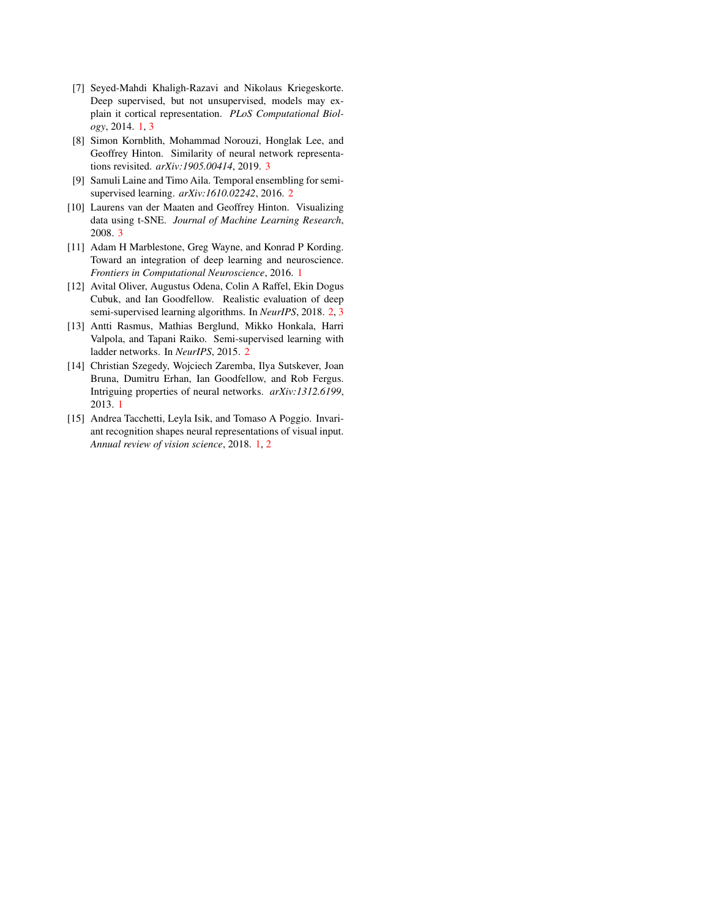[7] Seyed-Mahdi Khaligh-Razavi and Nikolaus Kriegeskorte. Deep supervised, but not unsupervised, models may explain it cortical representation. *PLoS Computational Biology*, 2014. 1, 3

[8] Simon Kornblith, Mohammad Norouzi, Honglak Lee, and Geoffrey Hinton. Similarity of neural network representations revisited. *arXiv:1905.00414*, 2019. 3

[9] Samuli Laine and Timo Aila. Temporal ensembling for semi-supervised learning. *arXiv:1610.02242*, 2016. 2

[10] Laurens van der Maaten and Geoffrey Hinton. Visualizing data using t-SNE. *Journal of Machine Learning Research*, 2008. 3

[11] Adam H Marblestone, Greg Wayne, and Konrad P Kording. Toward an integration of deep learning and neuroscience. *Frontiers in Computational Neuroscience*, 2016. 1

[12] Avital Oliver, Augustus Odena, Colin A Raffel, Ekin Dogus Cubuk, and Ian Goodfellow. Realistic evaluation of deep semi-supervised learning algorithms. In *NeurIPS*, 2018. 2, 3

[13] Antti Rasmus, Mathias Berglund, Mikko Honkala, Harri Valpola, and Tapani Raiko. Semi-supervised learning with ladder networks. In *NeurIPS*, 2015. 2

[14] Christian Szegedy, Wojciech Zaremba, Ilya Sutskever, Joan Bruna, Dumitru Erhan, Ian Goodfellow, and Rob Fergus. Intriguing properties of neural networks. *arXiv:1312.6199*, 2013. 1

[15] Andrea Tacchetti, Leyla Isik, and Tomaso A Poggio. Invariant recognition shapes neural representations of visual input. *Annual review of vision science*, 2018. 1, 2